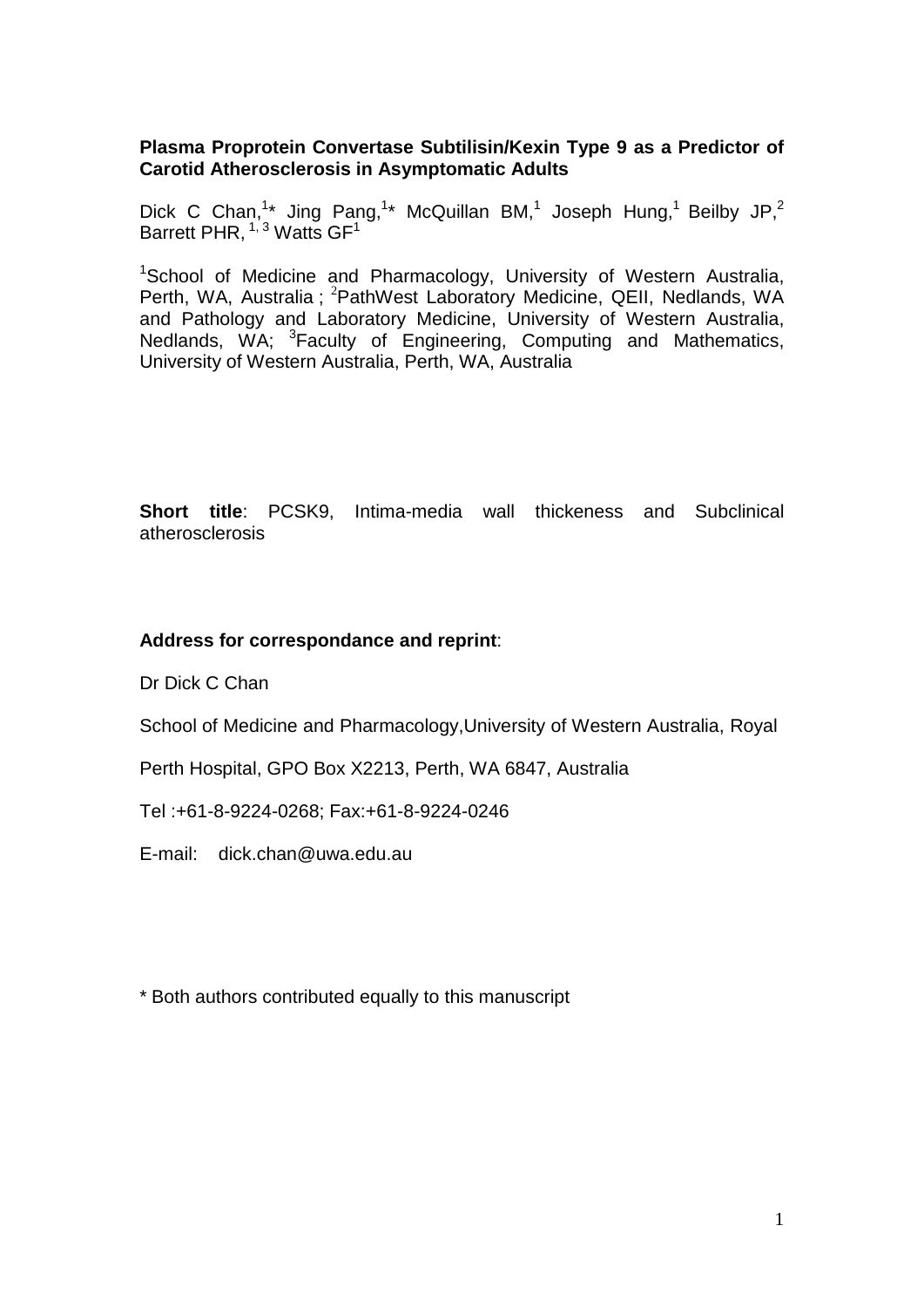**Plasma Proprotein Convertase Subtilisin/Kexin Type 9 as a Predictor of Carotid Atherosclerosis in Asymptomatic Adults**

Dick C Chan,[1]* Jing Pang,[1]* McQuillan BM,[1] Joseph Hung,[1] Beilby JP,[2] Barrett PHR,[1,3] Watts GF[1]

[1]School of Medicine and Pharmacology, University of Western Australia, Perth, WA, Australia ; [2]PathWest Laboratory Medicine, QEII, Nedlands, WA and Pathology and Laboratory Medicine, University of Western Australia, Nedlands, WA; [3]Faculty of Engineering, Computing and Mathematics, University of Western Australia, Perth, WA, Australia

**Short title**: PCSK9, Intima-media wall thickeness and Subclinical atherosclerosis

**Address for correspondance and reprint**:

Dr Dick C Chan

School of Medicine and Pharmacology,University of Western Australia, Royal

Perth Hospital, GPO Box X2213, Perth, WA 6847, Australia

Tel :+61-8-9224-0268; Fax:+61-8-9224-0246

E-mail: dick.chan@uwa.edu.au

* Both authors contributed equally to this manuscript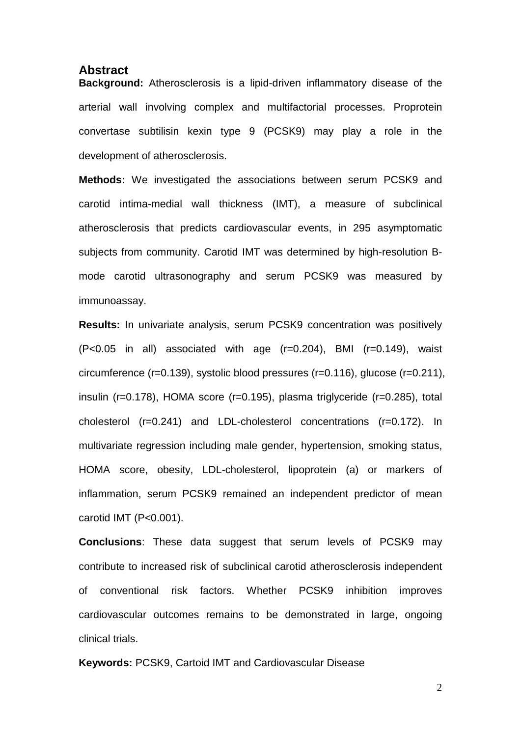## Abstract

**Background:** Atherosclerosis is a lipid-driven inflammatory disease of the arterial wall involving complex and multifactorial processes. Proprotein convertase subtilisin kexin type 9 (PCSK9) may play a role in the development of atherosclerosis.

**Methods:** We investigated the associations between serum PCSK9 and carotid intima-medial wall thickness (IMT), a measure of subclinical atherosclerosis that predicts cardiovascular events, in 295 asymptomatic subjects from community. Carotid IMT was determined by high-resolution B-mode carotid ultrasonography and serum PCSK9 was measured by immunoassay.

**Results:** In univariate analysis, serum PCSK9 concentration was positively ($P<0.05$ in all) associated with age ($r=0.204$), BMI ($r=0.149$), waist circumference ($r=0.139$), systolic blood pressures ($r=0.116$), glucose ($r=0.211$), insulin ($r=0.178$), HOMA score ($r=0.195$), plasma triglyceride ($r=0.285$), total cholesterol ($r=0.241$) and LDL-cholesterol concentrations ($r=0.172$). In multivariate regression including male gender, hypertension, smoking status, HOMA score, obesity, LDL-cholesterol, lipoprotein (a) or markers of inflammation, serum PCSK9 remained an independent predictor of mean carotid IMT ($P<0.001$).

**Conclusions**: These data suggest that serum levels of PCSK9 may contribute to increased risk of subclinical carotid atherosclerosis independent of conventional risk factors. Whether PCSK9 inhibition improves cardiovascular outcomes remains to be demonstrated in large, ongoing clinical trials.

**Keywords:** PCSK9, Cartoid IMT and Cardiovascular Disease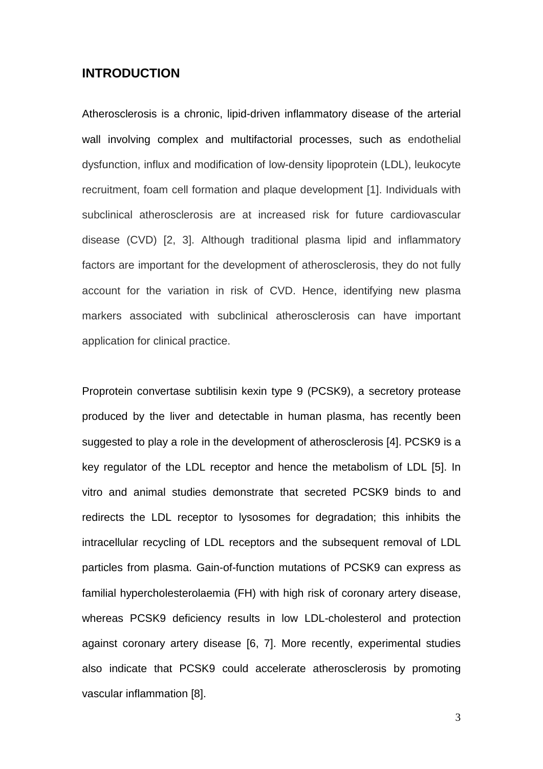## INTRODUCTION

Atherosclerosis is a chronic, lipid-driven inflammatory disease of the arterial wall involving complex and multifactorial processes, such as endothelial dysfunction, influx and modification of low-density lipoprotein (LDL), leukocyte recruitment, foam cell formation and plaque development [1]. Individuals with subclinical atherosclerosis are at increased risk for future cardiovascular disease (CVD) [2, 3]. Although traditional plasma lipid and inflammatory factors are important for the development of atherosclerosis, they do not fully account for the variation in risk of CVD. Hence, identifying new plasma markers associated with subclinical atherosclerosis can have important application for clinical practice.

Proprotein convertase subtilisin kexin type 9 (PCSK9), a secretory protease produced by the liver and detectable in human plasma, has recently been suggested to play a role in the development of atherosclerosis [4]. PCSK9 is a key regulator of the LDL receptor and hence the metabolism of LDL [5]. In vitro and animal studies demonstrate that secreted PCSK9 binds to and redirects the LDL receptor to lysosomes for degradation; this inhibits the intracellular recycling of LDL receptors and the subsequent removal of LDL particles from plasma. Gain-of-function mutations of PCSK9 can express as familial hypercholesterolaemia (FH) with high risk of coronary artery disease, whereas PCSK9 deficiency results in low LDL-cholesterol and protection against coronary artery disease [6, 7]. More recently, experimental studies also indicate that PCSK9 could accelerate atherosclerosis by promoting vascular inflammation [8].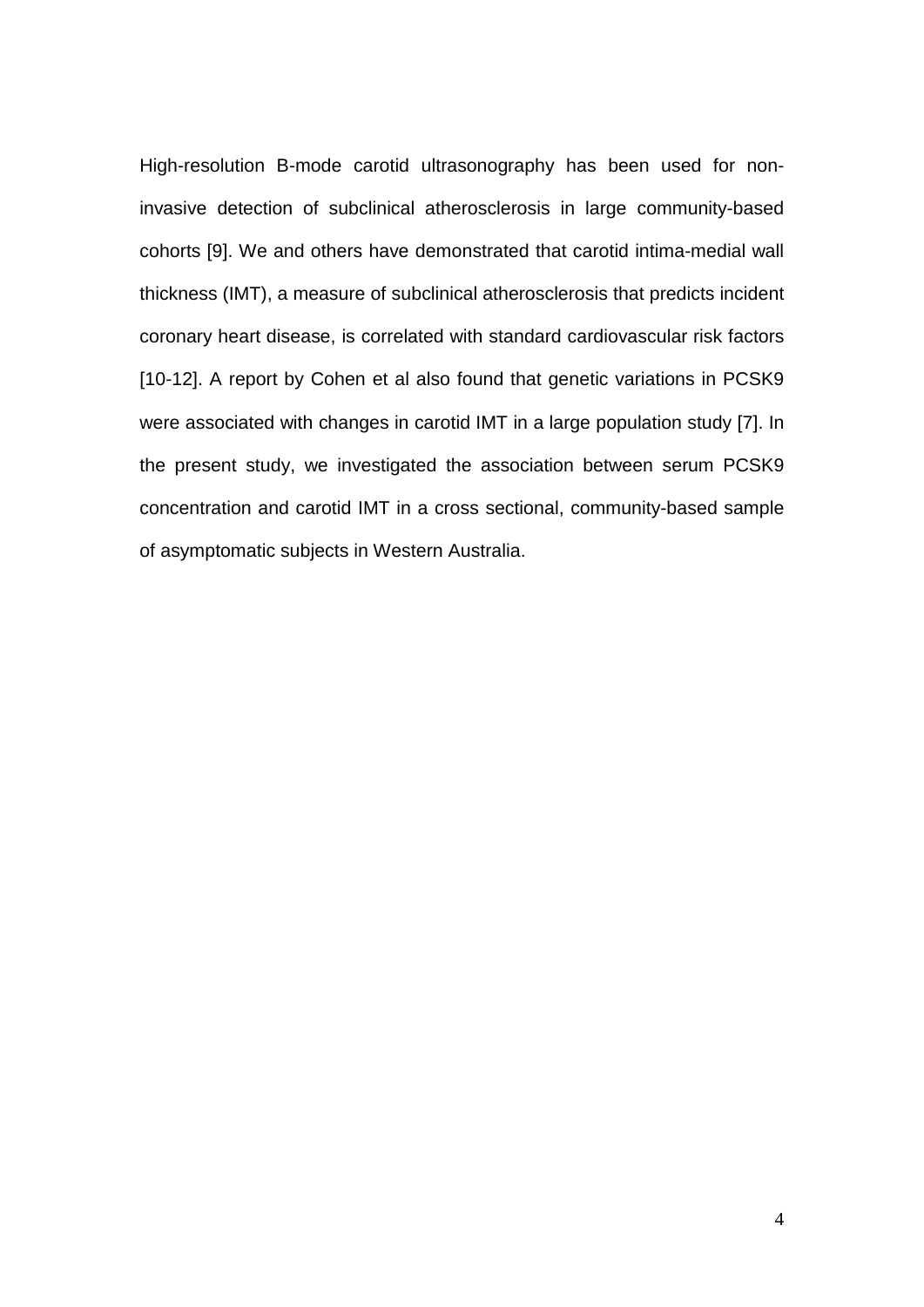High-resolution B-mode carotid ultrasonography has been used for non-invasive detection of subclinical atherosclerosis in large community-based cohorts [9]. We and others have demonstrated that carotid intima-medial wall thickness (IMT), a measure of subclinical atherosclerosis that predicts incident coronary heart disease, is correlated with standard cardiovascular risk factors [10-12]. A report by Cohen et al also found that genetic variations in PCSK9 were associated with changes in carotid IMT in a large population study [7]. In the present study, we investigated the association between serum PCSK9 concentration and carotid IMT in a cross sectional, community-based sample of asymptomatic subjects in Western Australia.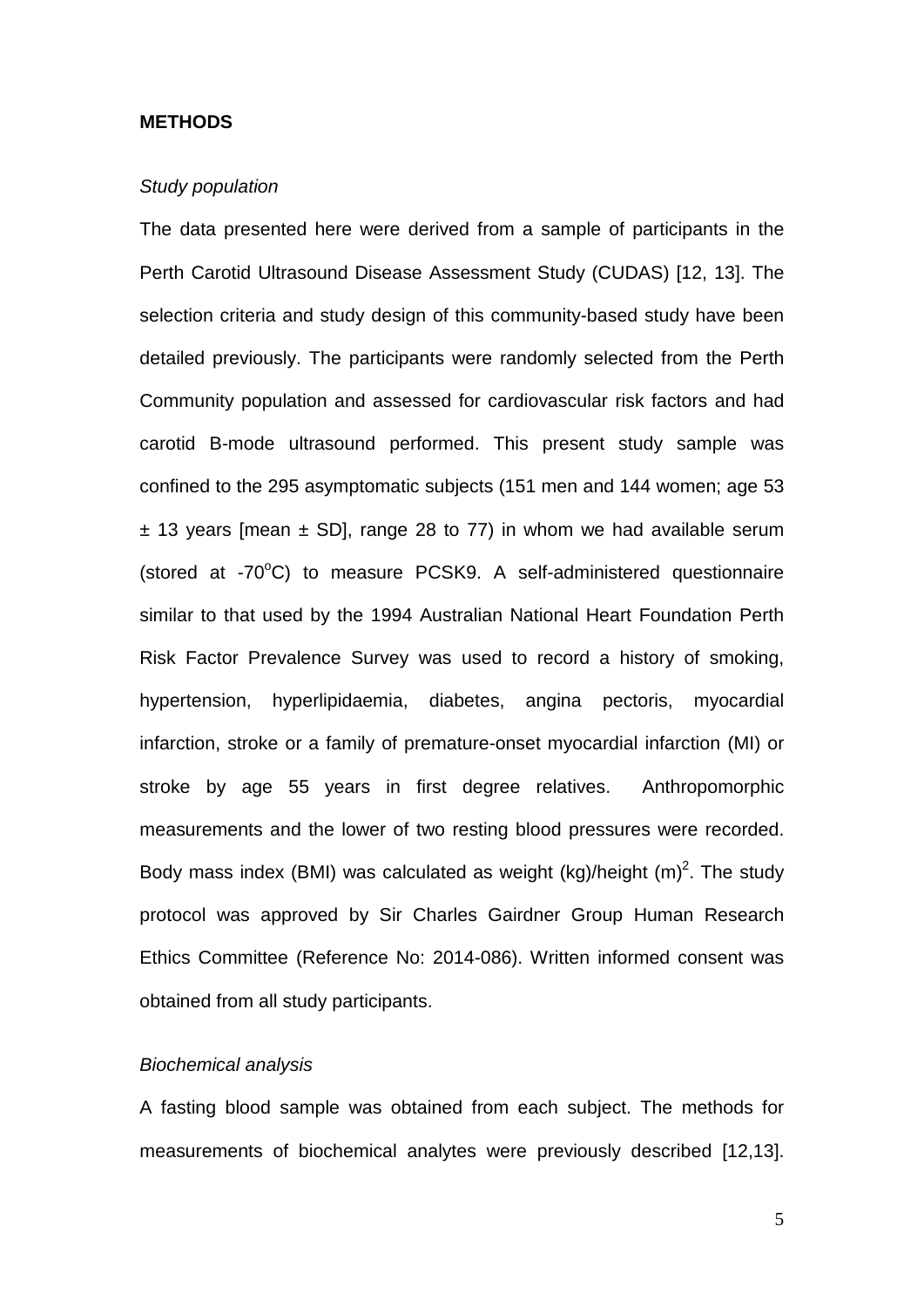## METHODS

*Study population*

The data presented here were derived from a sample of participants in the Perth Carotid Ultrasound Disease Assessment Study (CUDAS) [12, 13]. The selection criteria and study design of this community-based study have been detailed previously. The participants were randomly selected from the Perth Community population and assessed for cardiovascular risk factors and had carotid B-mode ultrasound performed. This present study sample was confined to the 295 asymptomatic subjects (151 men and 144 women; age 53 ± 13 years [mean ± SD], range 28 to 77) in whom we had available serum (stored at -70$^{o}$C) to measure PCSK9. A self-administered questionnaire similar to that used by the 1994 Australian National Heart Foundation Perth Risk Factor Prevalence Survey was used to record a history of smoking, hypertension, hyperlipidaemia, diabetes, angina pectoris, myocardial infarction, stroke or a family of premature-onset myocardial infarction (MI) or stroke by age 55 years in first degree relatives. Anthropomorphic measurements and the lower of two resting blood pressures were recorded. Body mass index (BMI) was calculated as weight (kg)/height (m)$^2$. The study protocol was approved by Sir Charles Gairdner Group Human Research Ethics Committee (Reference No: 2014-086). Written informed consent was obtained from all study participants.

*Biochemical analysis*

A fasting blood sample was obtained from each subject. The methods for measurements of biochemical analytes were previously described [12,13].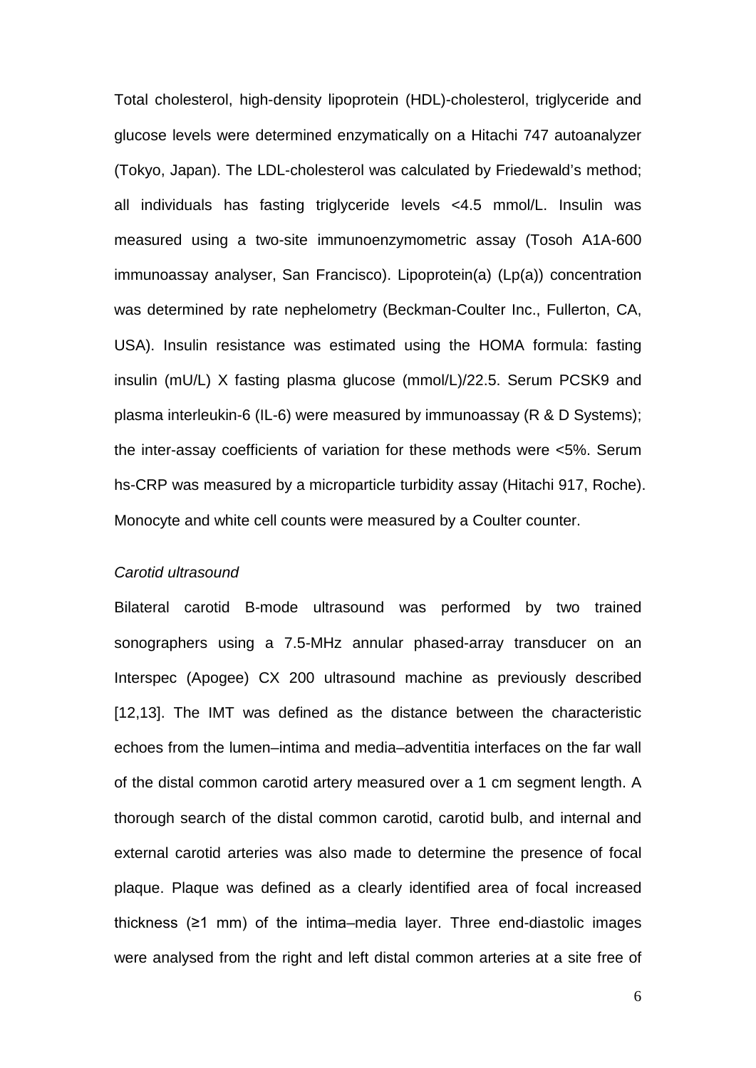Total cholesterol, high-density lipoprotein (HDL)-cholesterol, triglyceride and glucose levels were determined enzymatically on a Hitachi 747 autoanalyzer (Tokyo, Japan). The LDL-cholesterol was calculated by Friedewald's method; all individuals has fasting triglyceride levels <4.5 mmol/L. Insulin was measured using a two-site immunoenzymometric assay (Tosoh A1A-600 immunoassay analyser, San Francisco). Lipoprotein(a) (Lp(a)) concentration was determined by rate nephelometry (Beckman-Coulter Inc., Fullerton, CA, USA). Insulin resistance was estimated using the HOMA formula: fasting insulin (mU/L) X fasting plasma glucose (mmol/L)/22.5. Serum PCSK9 and plasma interleukin-6 (IL-6) were measured by immunoassay (R & D Systems); the inter-assay coefficients of variation for these methods were <5%. Serum hs-CRP was measured by a microparticle turbidity assay (Hitachi 917, Roche). Monocyte and white cell counts were measured by a Coulter counter.

*Carotid ultrasound*

Bilateral carotid B-mode ultrasound was performed by two trained sonographers using a 7.5-MHz annular phased-array transducer on an Interspec (Apogee) CX 200 ultrasound machine as previously described [12,13]. The IMT was defined as the distance between the characteristic echoes from the lumen–intima and media–adventitia interfaces on the far wall of the distal common carotid artery measured over a 1 cm segment length. A thorough search of the distal common carotid, carotid bulb, and internal and external carotid arteries was also made to determine the presence of focal plaque. Plaque was defined as a clearly identified area of focal increased thickness (≥1 mm) of the intima–media layer. Three end-diastolic images were analysed from the right and left distal common arteries at a site free of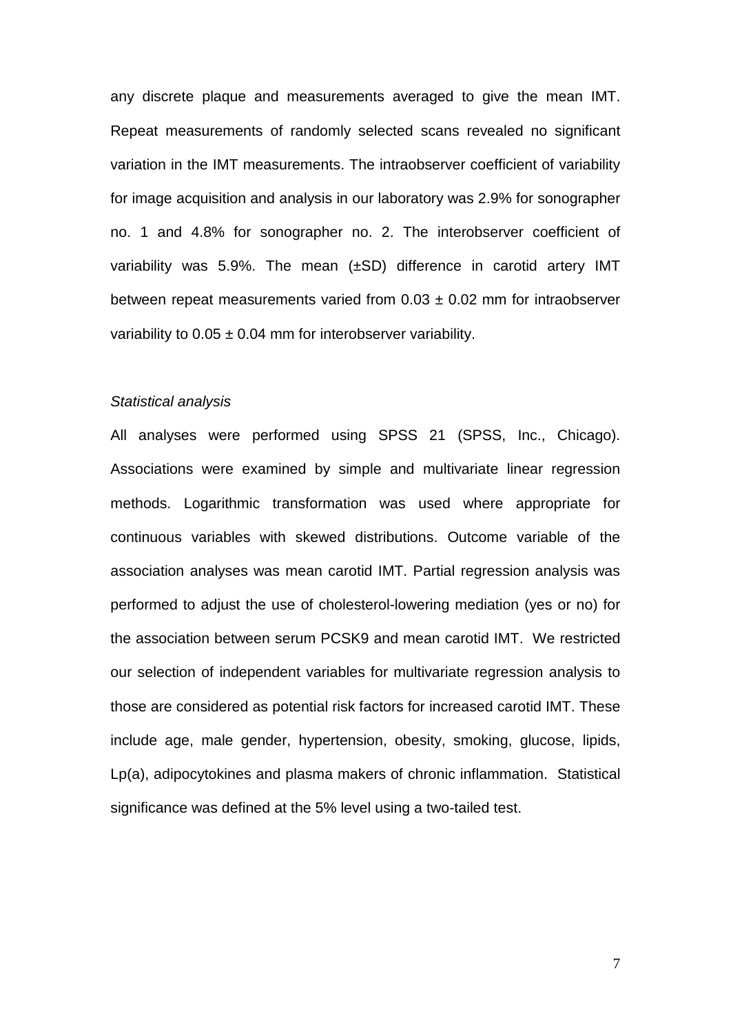any discrete plaque and measurements averaged to give the mean IMT. Repeat measurements of randomly selected scans revealed no significant variation in the IMT measurements. The intraobserver coefficient of variability for image acquisition and analysis in our laboratory was 2.9% for sonographer no. 1 and 4.8% for sonographer no. 2. The interobserver coefficient of variability was 5.9%. The mean (±SD) difference in carotid artery IMT between repeat measurements varied from $0.03 \pm 0.02$ mm for intraobserver variability to $0.05 \pm 0.04$ mm for interobserver variability.

*Statistical analysis*

All analyses were performed using SPSS 21 (SPSS, Inc., Chicago). Associations were examined by simple and multivariate linear regression methods. Logarithmic transformation was used where appropriate for continuous variables with skewed distributions. Outcome variable of the association analyses was mean carotid IMT. Partial regression analysis was performed to adjust the use of cholesterol-lowering mediation (yes or no) for the association between serum PCSK9 and mean carotid IMT. We restricted our selection of independent variables for multivariate regression analysis to those are considered as potential risk factors for increased carotid IMT. These include age, male gender, hypertension, obesity, smoking, glucose, lipids, Lp(a), adipocytokines and plasma makers of chronic inflammation. Statistical significance was defined at the 5% level using a two-tailed test.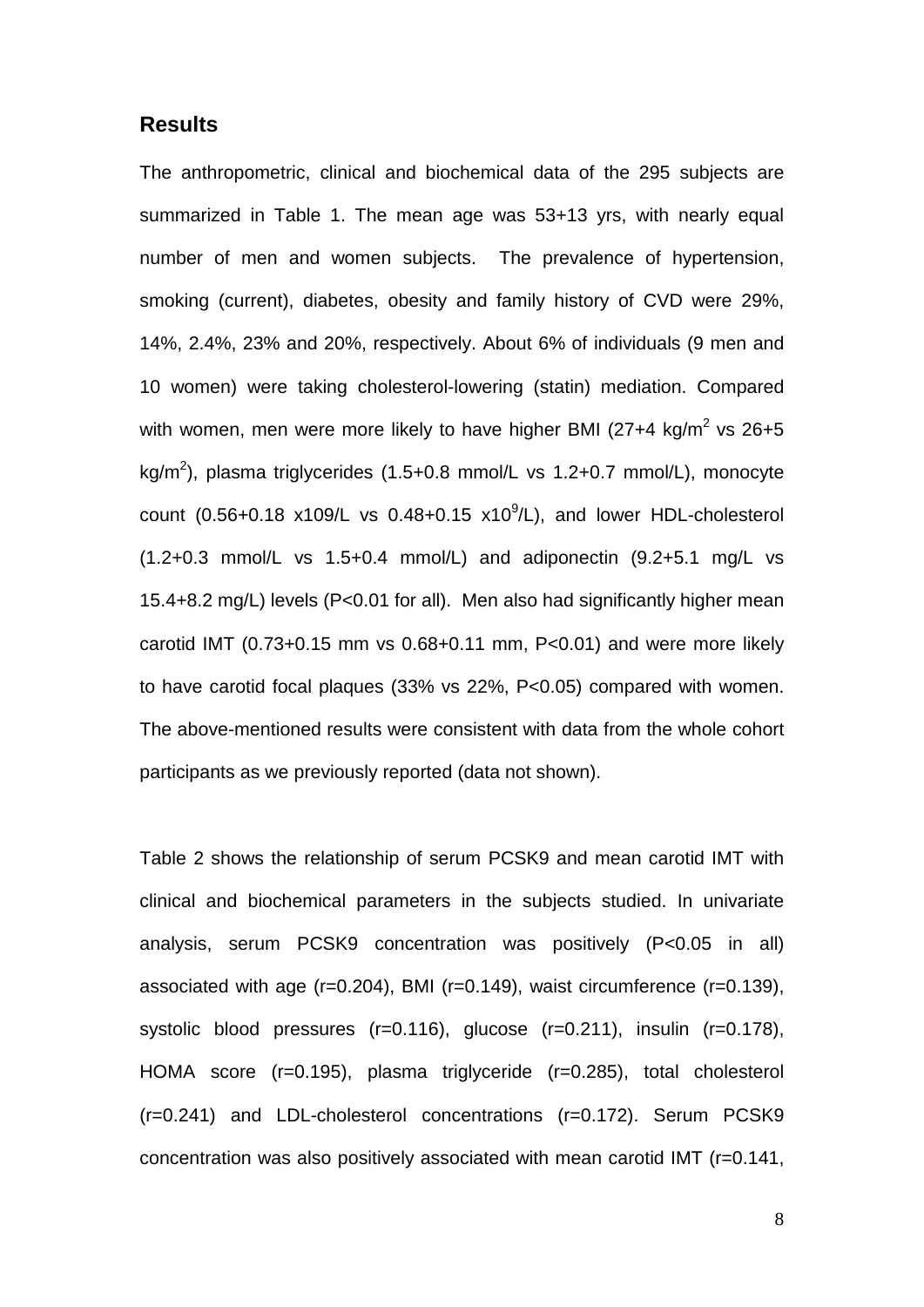## Results

The anthropometric, clinical and biochemical data of the 295 subjects are summarized in Table 1. The mean age was 53+13 yrs, with nearly equal number of men and women subjects. The prevalence of hypertension, smoking (current), diabetes, obesity and family history of CVD were 29%, 14%, 2.4%, 23% and 20%, respectively. About 6% of individuals (9 men and 10 women) were taking cholesterol-lowering (statin) mediation. Compared with women, men were more likely to have higher BMI (27+4 kg/m$^2$ vs 26+5 kg/m$^2$), plasma triglycerides (1.5+0.8 mmol/L vs 1.2+0.7 mmol/L), monocyte count (0.56+0.18 x109/L vs 0.48+0.15 x10$^9$/L), and lower HDL-cholesterol (1.2+0.3 mmol/L vs 1.5+0.4 mmol/L) and adiponectin (9.2+5.1 mg/L vs 15.4+8.2 mg/L) levels (P<0.01 for all). Men also had significantly higher mean carotid IMT (0.73+0.15 mm vs 0.68+0.11 mm, P<0.01) and were more likely to have carotid focal plaques (33% vs 22%, P<0.05) compared with women. The above-mentioned results were consistent with data from the whole cohort participants as we previously reported (data not shown).

Table 2 shows the relationship of serum PCSK9 and mean carotid IMT with clinical and biochemical parameters in the subjects studied. In univariate analysis, serum PCSK9 concentration was positively (P<0.05 in all) associated with age (r=0.204), BMI (r=0.149), waist circumference (r=0.139), systolic blood pressures (r=0.116), glucose (r=0.211), insulin (r=0.178), HOMA score (r=0.195), plasma triglyceride (r=0.285), total cholesterol (r=0.241) and LDL-cholesterol concentrations (r=0.172). Serum PCSK9 concentration was also positively associated with mean carotid IMT (r=0.141,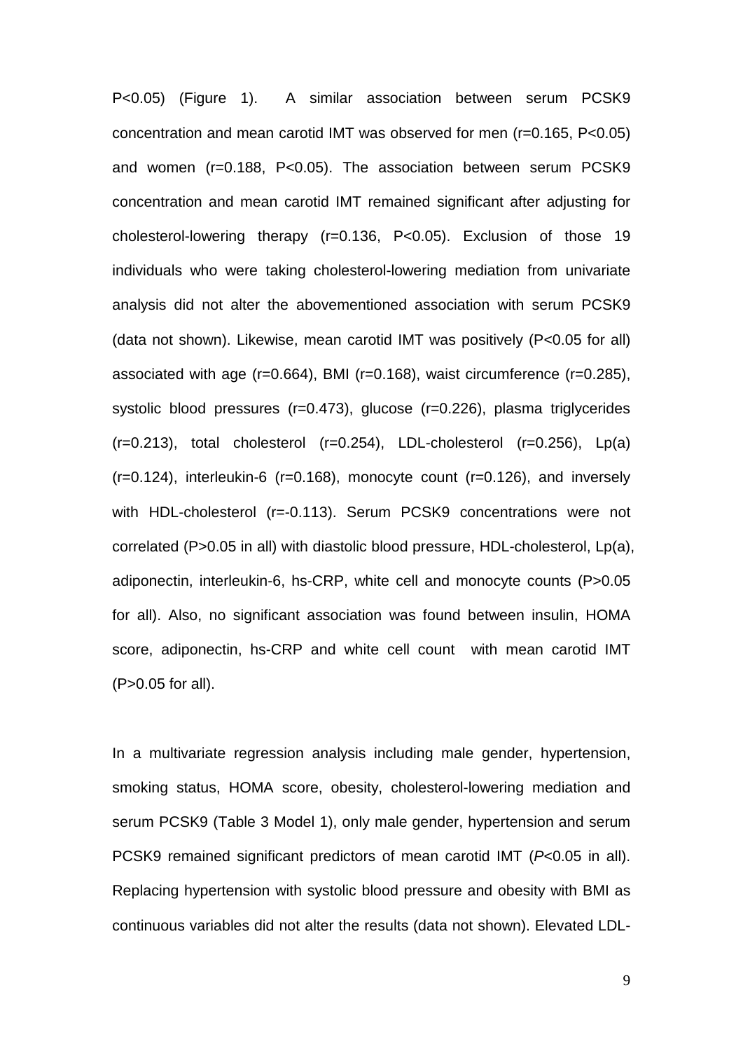P<0.05) (Figure 1). A similar association between serum PCSK9 concentration and mean carotid IMT was observed for men (r=0.165, P<0.05) and women (r=0.188, P<0.05). The association between serum PCSK9 concentration and mean carotid IMT remained significant after adjusting for cholesterol-lowering therapy (r=0.136, P<0.05). Exclusion of those 19 individuals who were taking cholesterol-lowering mediation from univariate analysis did not alter the abovementioned association with serum PCSK9 (data not shown). Likewise, mean carotid IMT was positively (P<0.05 for all) associated with age (r=0.664), BMI (r=0.168), waist circumference (r=0.285), systolic blood pressures (r=0.473), glucose (r=0.226), plasma triglycerides (r=0.213), total cholesterol (r=0.254), LDL-cholesterol (r=0.256), Lp(a) (r=0.124), interleukin-6 (r=0.168), monocyte count (r=0.126), and inversely with HDL-cholesterol (r=-0.113). Serum PCSK9 concentrations were not correlated (P>0.05 in all) with diastolic blood pressure, HDL-cholesterol, Lp(a), adiponectin, interleukin-6, hs-CRP, white cell and monocyte counts (P>0.05 for all). Also, no significant association was found between insulin, HOMA score, adiponectin, hs-CRP and white cell count with mean carotid IMT (P>0.05 for all).

In a multivariate regression analysis including male gender, hypertension, smoking status, HOMA score, obesity, cholesterol-lowering mediation and serum PCSK9 (Table 3 Model 1), only male gender, hypertension and serum PCSK9 remained significant predictors of mean carotid IMT (*P*<0.05 in all). Replacing hypertension with systolic blood pressure and obesity with BMI as continuous variables did not alter the results (data not shown). Elevated LDL-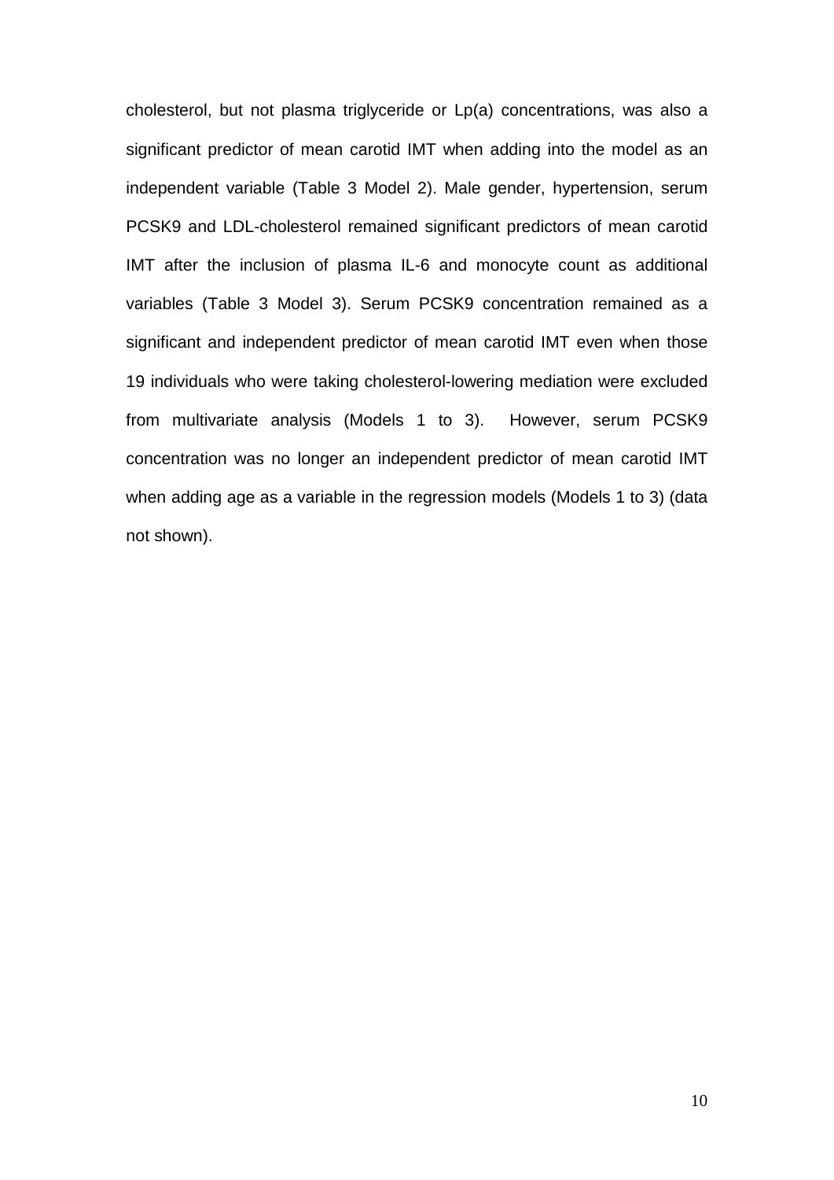cholesterol, but not plasma triglyceride or Lp(a) concentrations, was also a significant predictor of mean carotid IMT when adding into the model as an independent variable (Table 3 Model 2). Male gender, hypertension, serum PCSK9 and LDL-cholesterol remained significant predictors of mean carotid IMT after the inclusion of plasma IL-6 and monocyte count as additional variables (Table 3 Model 3). Serum PCSK9 concentration remained as a significant and independent predictor of mean carotid IMT even when those 19 individuals who were taking cholesterol-lowering mediation were excluded from multivariate analysis (Models 1 to 3). However, serum PCSK9 concentration was no longer an independent predictor of mean carotid IMT when adding age as a variable in the regression models (Models 1 to 3) (data not shown).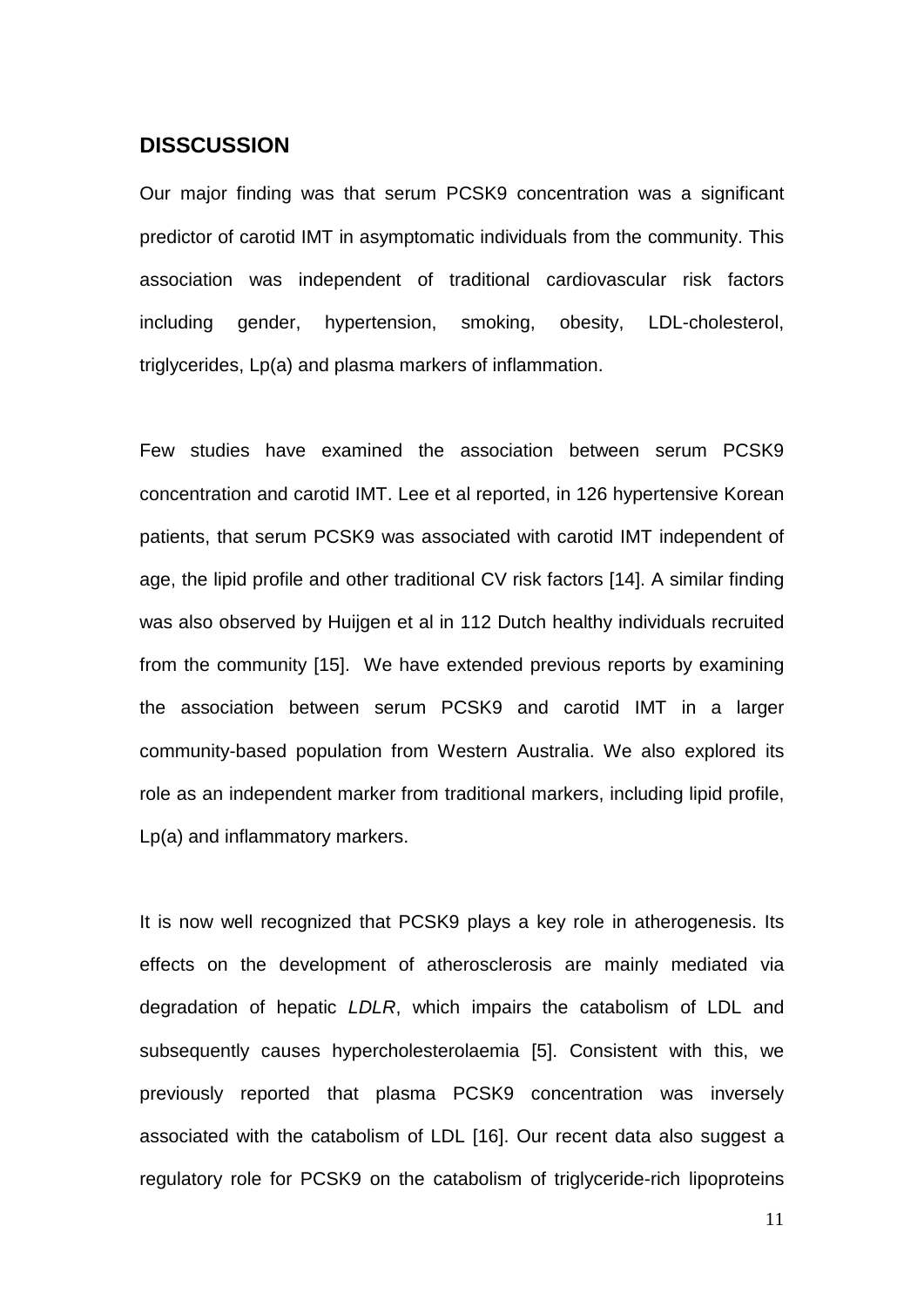## DISSCUSSION

Our major finding was that serum PCSK9 concentration was a significant predictor of carotid IMT in asymptomatic individuals from the community. This association was independent of traditional cardiovascular risk factors including gender, hypertension, smoking, obesity, LDL-cholesterol, triglycerides, Lp(a) and plasma markers of inflammation.

Few studies have examined the association between serum PCSK9 concentration and carotid IMT. Lee et al reported, in 126 hypertensive Korean patients, that serum PCSK9 was associated with carotid IMT independent of age, the lipid profile and other traditional CV risk factors [14]. A similar finding was also observed by Huijgen et al in 112 Dutch healthy individuals recruited from the community [15]. We have extended previous reports by examining the association between serum PCSK9 and carotid IMT in a larger community-based population from Western Australia. We also explored its role as an independent marker from traditional markers, including lipid profile, Lp(a) and inflammatory markers.

It is now well recognized that PCSK9 plays a key role in atherogenesis. Its effects on the development of atherosclerosis are mainly mediated via degradation of hepatic *LDLR*, which impairs the catabolism of LDL and subsequently causes hypercholesterolaemia [5]. Consistent with this, we previously reported that plasma PCSK9 concentration was inversely associated with the catabolism of LDL [16]. Our recent data also suggest a regulatory role for PCSK9 on the catabolism of triglyceride-rich lipoproteins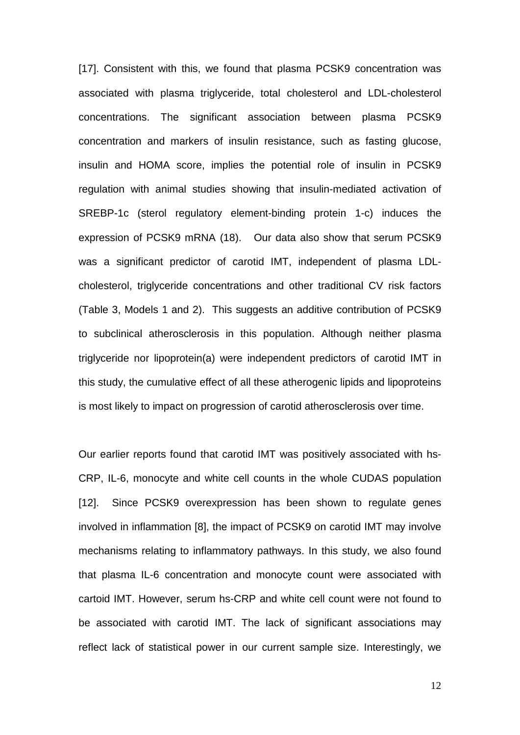[17]. Consistent with this, we found that plasma PCSK9 concentration was associated with plasma triglyceride, total cholesterol and LDL-cholesterol concentrations. The significant association between plasma PCSK9 concentration and markers of insulin resistance, such as fasting glucose, insulin and HOMA score, implies the potential role of insulin in PCSK9 regulation with animal studies showing that insulin-mediated activation of SREBP-1c (sterol regulatory element-binding protein 1-c) induces the expression of PCSK9 mRNA (18). Our data also show that serum PCSK9 was a significant predictor of carotid IMT, independent of plasma LDL-cholesterol, triglyceride concentrations and other traditional CV risk factors (Table 3, Models 1 and 2). This suggests an additive contribution of PCSK9 to subclinical atherosclerosis in this population. Although neither plasma triglyceride nor lipoprotein(a) were independent predictors of carotid IMT in this study, the cumulative effect of all these atherogenic lipids and lipoproteins is most likely to impact on progression of carotid atherosclerosis over time.

Our earlier reports found that carotid IMT was positively associated with hs-CRP, IL-6, monocyte and white cell counts in the whole CUDAS population [12]. Since PCSK9 overexpression has been shown to regulate genes involved in inflammation [8], the impact of PCSK9 on carotid IMT may involve mechanisms relating to inflammatory pathways. In this study, we also found that plasma IL-6 concentration and monocyte count were associated with cartoid IMT. However, serum hs-CRP and white cell count were not found to be associated with carotid IMT. The lack of significant associations may reflect lack of statistical power in our current sample size. Interestingly, we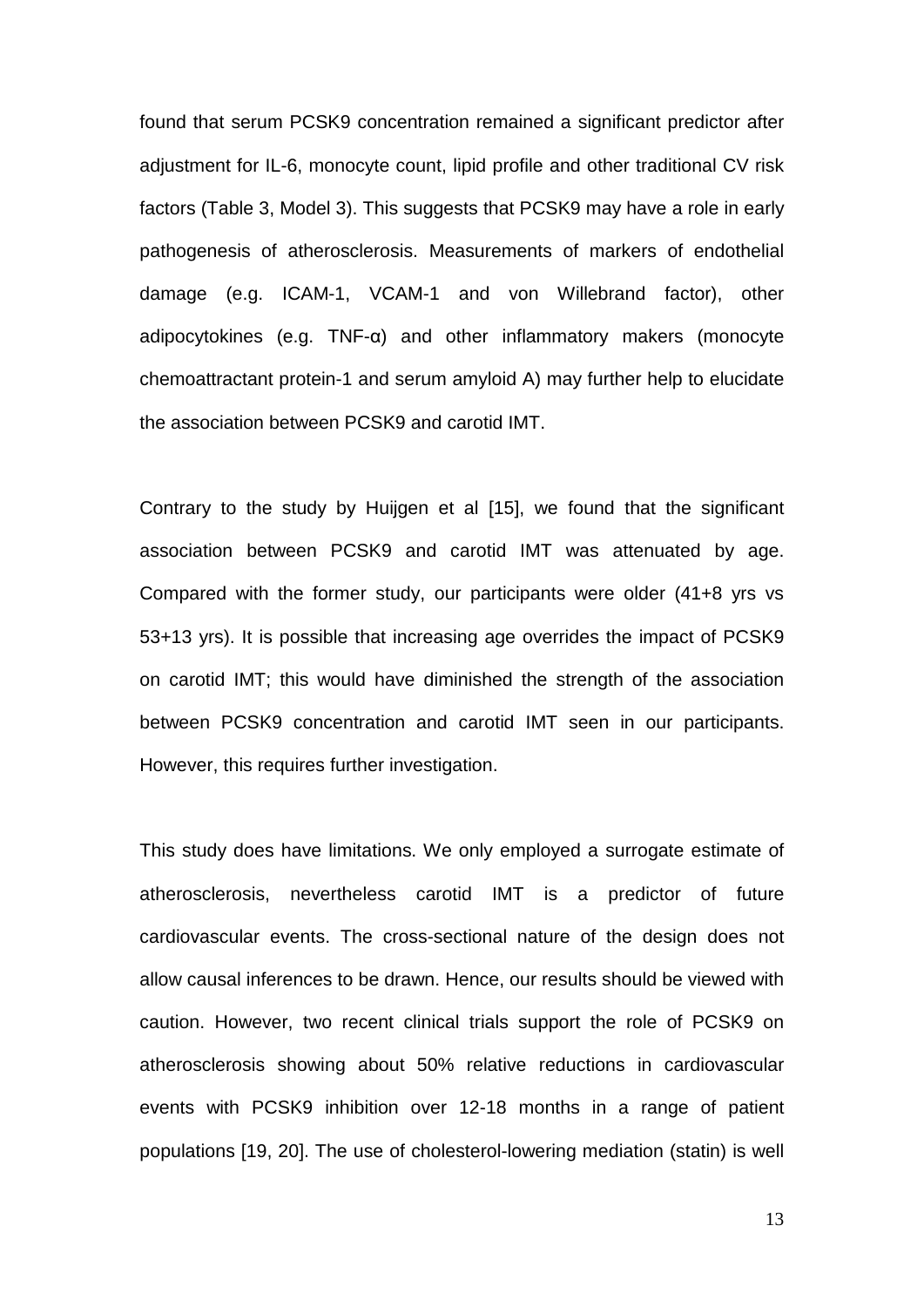found that serum PCSK9 concentration remained a significant predictor after adjustment for IL-6, monocyte count, lipid profile and other traditional CV risk factors (Table 3, Model 3). This suggests that PCSK9 may have a role in early pathogenesis of atherosclerosis. Measurements of markers of endothelial damage (e.g. ICAM-1, VCAM-1 and von Willebrand factor), other adipocytokines (e.g. TNF-α) and other inflammatory makers (monocyte chemoattractant protein-1 and serum amyloid A) may further help to elucidate the association between PCSK9 and carotid IMT.

Contrary to the study by Huijgen et al [15], we found that the significant association between PCSK9 and carotid IMT was attenuated by age. Compared with the former study, our participants were older (41+8 yrs vs 53+13 yrs). It is possible that increasing age overrides the impact of PCSK9 on carotid IMT; this would have diminished the strength of the association between PCSK9 concentration and carotid IMT seen in our participants. However, this requires further investigation.

This study does have limitations. We only employed a surrogate estimate of atherosclerosis, nevertheless carotid IMT is a predictor of future cardiovascular events. The cross-sectional nature of the design does not allow causal inferences to be drawn. Hence, our results should be viewed with caution. However, two recent clinical trials support the role of PCSK9 on atherosclerosis showing about 50% relative reductions in cardiovascular events with PCSK9 inhibition over 12-18 months in a range of patient populations [19, 20]. The use of cholesterol-lowering mediation (statin) is well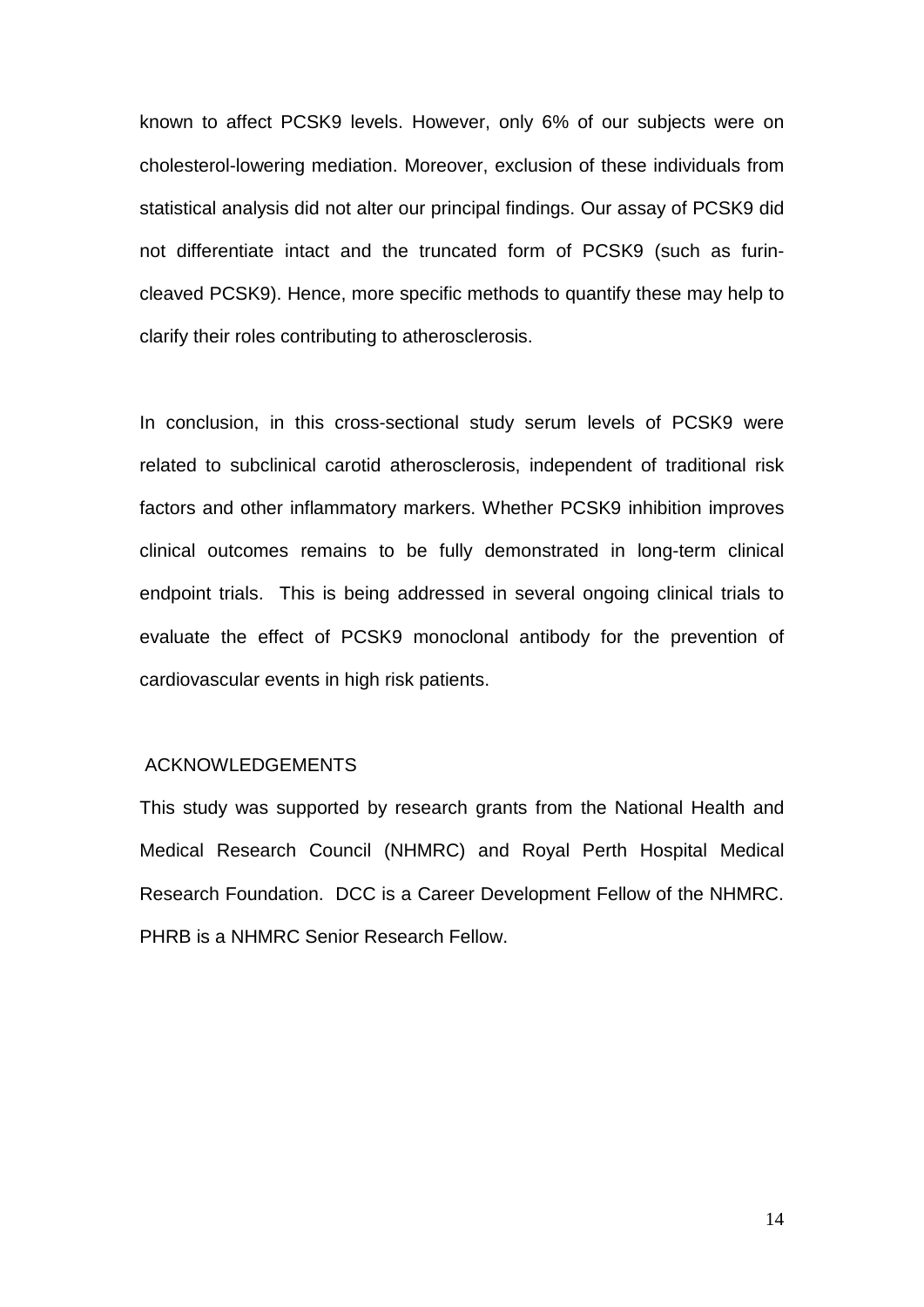known to affect PCSK9 levels. However, only 6% of our subjects were on cholesterol-lowering mediation. Moreover, exclusion of these individuals from statistical analysis did not alter our principal findings. Our assay of PCSK9 did not differentiate intact and the truncated form of PCSK9 (such as furin-cleaved PCSK9). Hence, more specific methods to quantify these may help to clarify their roles contributing to atherosclerosis.

In conclusion, in this cross-sectional study serum levels of PCSK9 were related to subclinical carotid atherosclerosis, independent of traditional risk factors and other inflammatory markers. Whether PCSK9 inhibition improves clinical outcomes remains to be fully demonstrated in long-term clinical endpoint trials. This is being addressed in several ongoing clinical trials to evaluate the effect of PCSK9 monoclonal antibody for the prevention of cardiovascular events in high risk patients.

## ACKNOWLEDGEMENTS

This study was supported by research grants from the National Health and Medical Research Council (NHMRC) and Royal Perth Hospital Medical Research Foundation. DCC is a Career Development Fellow of the NHMRC. PHRB is a NHMRC Senior Research Fellow.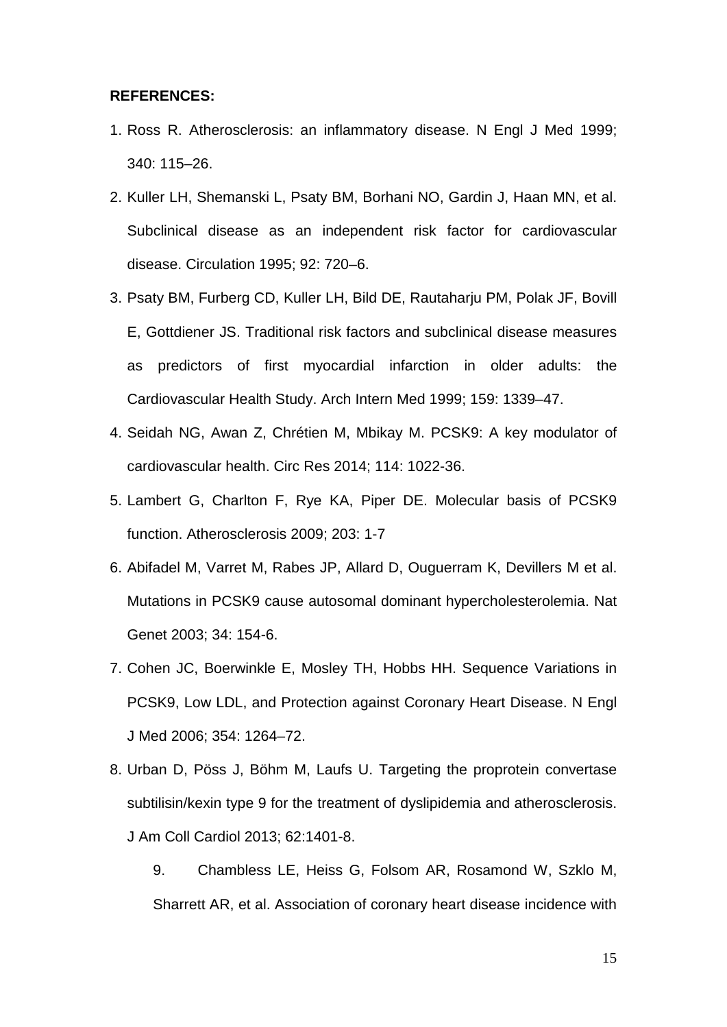**REFERENCES:**

1. Ross R. Atherosclerosis: an inflammatory disease. N Engl J Med 1999; 340: 115–26.
2. Kuller LH, Shemanski L, Psaty BM, Borhani NO, Gardin J, Haan MN, et al. Subclinical disease as an independent risk factor for cardiovascular disease. Circulation 1995; 92: 720–6.
3. Psaty BM, Furberg CD, Kuller LH, Bild DE, Rautaharju PM, Polak JF, Bovill E, Gottdiener JS. Traditional risk factors and subclinical disease measures as predictors of first myocardial infarction in older adults: the Cardiovascular Health Study. Arch Intern Med 1999; 159: 1339–47.
4. Seidah NG, Awan Z, Chrétien M, Mbikay M. PCSK9: A key modulator of cardiovascular health. Circ Res 2014; 114: 1022-36.
5. Lambert G, Charlton F, Rye KA, Piper DE. Molecular basis of PCSK9 function. Atherosclerosis 2009; 203: 1-7
6. Abifadel M, Varret M, Rabes JP, Allard D, Ouguerram K, Devillers M et al. Mutations in PCSK9 cause autosomal dominant hypercholesterolemia. Nat Genet 2003; 34: 154-6.
7. Cohen JC, Boerwinkle E, Mosley TH, Hobbs HH. Sequence Variations in PCSK9, Low LDL, and Protection against Coronary Heart Disease. N Engl J Med 2006; 354: 1264–72.
8. Urban D, Pöss J, Böhm M, Laufs U. Targeting the proprotein convertase subtilisin/kexin type 9 for the treatment of dyslipidemia and atherosclerosis. J Am Coll Cardiol 2013; 62:1401-8.
9. Chambless LE, Heiss G, Folsom AR, Rosamond W, Szklo M, Sharrett AR, et al. Association of coronary heart disease incidence with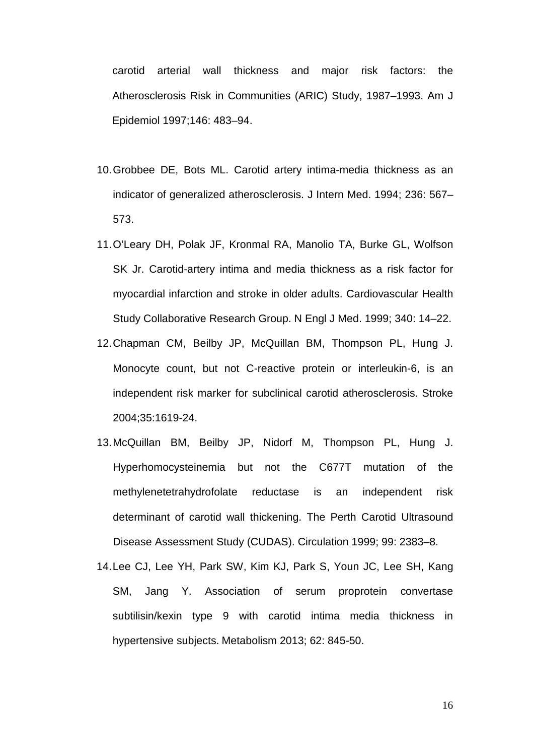carotid arterial wall thickness and major risk factors: the Atherosclerosis Risk in Communities (ARIC) Study, 1987–1993. Am J Epidemiol 1997;146: 483–94.

10. Grobbee DE, Bots ML. Carotid artery intima-media thickness as an indicator of generalized atherosclerosis. J Intern Med. 1994; 236: 567–573.
11. O'Leary DH, Polak JF, Kronmal RA, Manolio TA, Burke GL, Wolfson SK Jr. Carotid-artery intima and media thickness as a risk factor for myocardial infarction and stroke in older adults. Cardiovascular Health Study Collaborative Research Group. N Engl J Med. 1999; 340: 14–22.
12. Chapman CM, Beilby JP, McQuillan BM, Thompson PL, Hung J. Monocyte count, but not C-reactive protein or interleukin-6, is an independent risk marker for subclinical carotid atherosclerosis. Stroke 2004;35:1619-24.
13. McQuillan BM, Beilby JP, Nidorf M, Thompson PL, Hung J. Hyperhomocysteinemia but not the C677T mutation of the methylenetetrahydrofolate reductase is an independent risk determinant of carotid wall thickening. The Perth Carotid Ultrasound Disease Assessment Study (CUDAS). Circulation 1999; 99: 2383–8.
14. Lee CJ, Lee YH, Park SW, Kim KJ, Park S, Youn JC, Lee SH, Kang SM, Jang Y. Association of serum proprotein convertase subtilisin/kexin type 9 with carotid intima media thickness in hypertensive subjects. Metabolism 2013; 62: 845-50.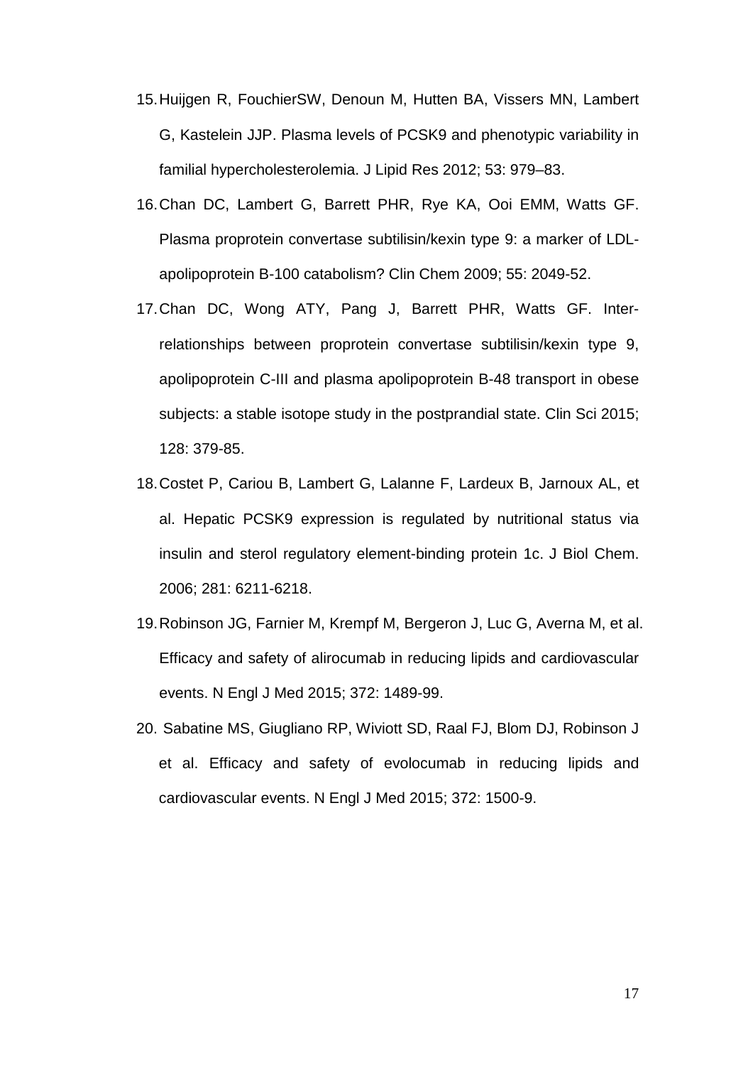15. Huijgen R, FouchierSW, Denoun M, Hutten BA, Vissers MN, Lambert G, Kastelein JJP. Plasma levels of PCSK9 and phenotypic variability in familial hypercholesterolemia. J Lipid Res 2012; 53: 979–83.
16. Chan DC, Lambert G, Barrett PHR, Rye KA, Ooi EMM, Watts GF. Plasma proprotein convertase subtilisin/kexin type 9: a marker of LDL-apolipoprotein B-100 catabolism? Clin Chem 2009; 55: 2049-52.
17. Chan DC, Wong ATY, Pang J, Barrett PHR, Watts GF. Inter-relationships between proprotein convertase subtilisin/kexin type 9, apolipoprotein C-III and plasma apolipoprotein B-48 transport in obese subjects: a stable isotope study in the postprandial state. Clin Sci 2015; 128: 379-85.
18. Costet P, Cariou B, Lambert G, Lalanne F, Lardeux B, Jarnoux AL, et al. Hepatic PCSK9 expression is regulated by nutritional status via insulin and sterol regulatory element-binding protein 1c. J Biol Chem. 2006; 281: 6211-6218.
19. Robinson JG, Farnier M, Krempf M, Bergeron J, Luc G, Averna M, et al. Efficacy and safety of alirocumab in reducing lipids and cardiovascular events. N Engl J Med 2015; 372: 1489-99.
20. Sabatine MS, Giugliano RP, Wiviott SD, Raal FJ, Blom DJ, Robinson J et al. Efficacy and safety of evolocumab in reducing lipids and cardiovascular events. N Engl J Med 2015; 372: 1500-9.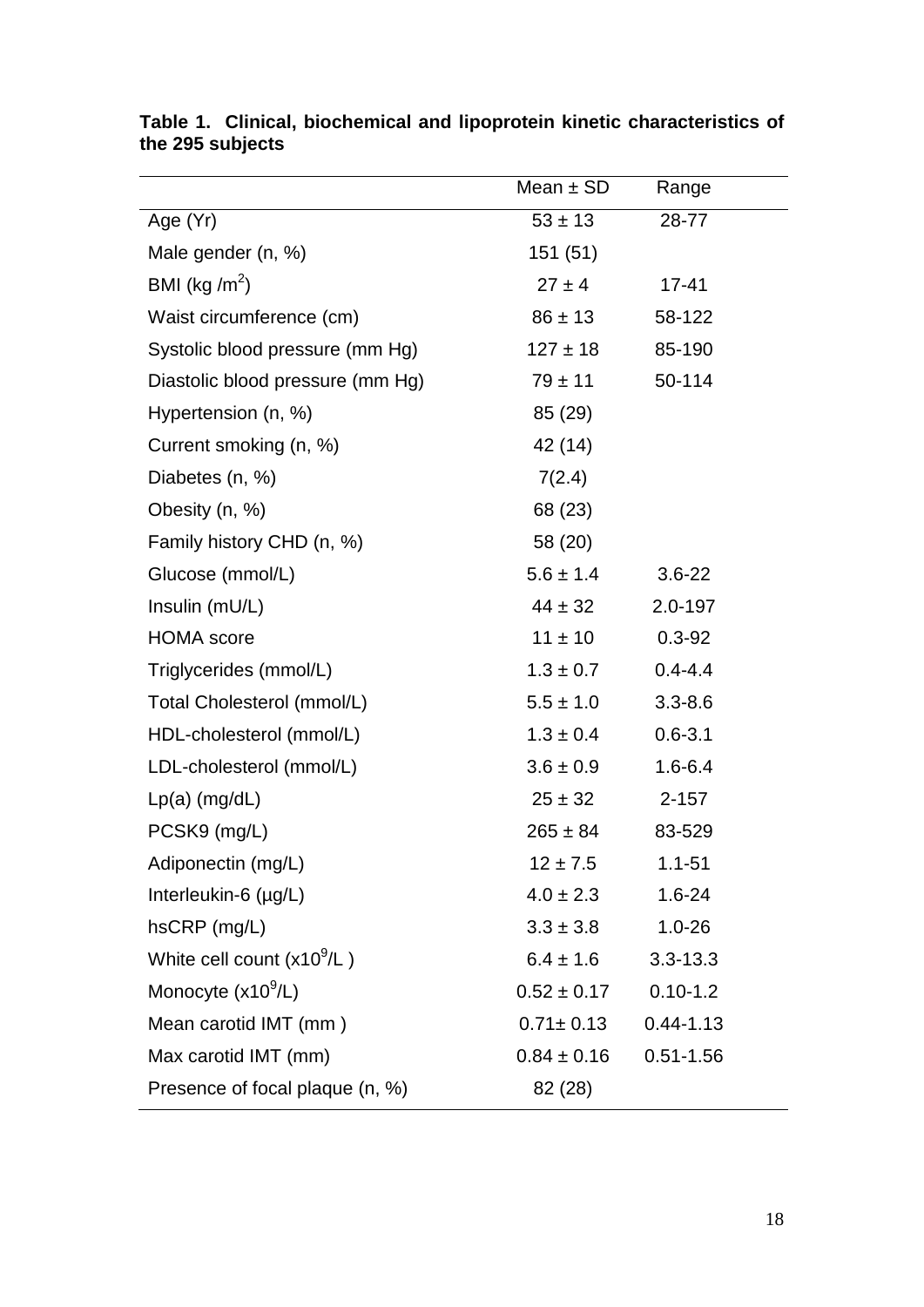**Table 1. Clinical, biochemical and lipoprotein kinetic characteristics of the 295 subjects**

| | Mean ± SD | Range |
|---|---|---|
| Age (Yr) | 53 ± 13 | 28-77 |
| Male gender (n, %) | 151 (51) | |
| BMI (kg /m$^2$) | 27 ± 4 | 17-41 |
| Waist circumference (cm) | 86 ± 13 | 58-122 |
| Systolic blood pressure (mm Hg) | 127 ± 18 | 85-190 |
| Diastolic blood pressure (mm Hg) | 79 ± 11 | 50-114 |
| Hypertension (n, %) | 85 (29) | |
| Current smoking (n, %) | 42 (14) | |
| Diabetes (n, %) | 7(2.4) | |
| Obesity (n, %) | 68 (23) | |
| Family history CHD (n, %) | 58 (20) | |
| Glucose (mmol/L) | 5.6 ± 1.4 | 3.6-22 |
| Insulin (mU/L) | 44 ± 32 | 2.0-197 |
| HOMA score | 11 ± 10 | 0.3-92 |
| Triglycerides (mmol/L) | 1.3 ± 0.7 | 0.4-4.4 |
| Total Cholesterol (mmol/L) | 5.5 ± 1.0 | 3.3-8.6 |
| HDL-cholesterol (mmol/L) | 1.3 ± 0.4 | 0.6-3.1 |
| LDL-cholesterol (mmol/L) | 3.6 ± 0.9 | 1.6-6.4 |
| Lp(a) (mg/dL) | 25 ± 32 | 2-157 |
| PCSK9 (mg/L) | 265 ± 84 | 83-529 |
| Adiponectin (mg/L) | 12 ± 7.5 | 1.1-51 |
| Interleukin-6 (µg/L) | 4.0 ± 2.3 | 1.6-24 |
| hsCRP (mg/L) | 3.3 ± 3.8 | 1.0-26 |
| White cell count (x10$^9$/L ) | 6.4 ± 1.6 | 3.3-13.3 |
| Monocyte (x10$^9$/L) | 0.52 ± 0.17 | 0.10-1.2 |
| Mean carotid IMT (mm ) | 0.71± 0.13 | 0.44-1.13 |
| Max carotid IMT (mm) | 0.84 ± 0.16 | 0.51-1.56 |
| Presence of focal plaque (n, %) | 82 (28) | |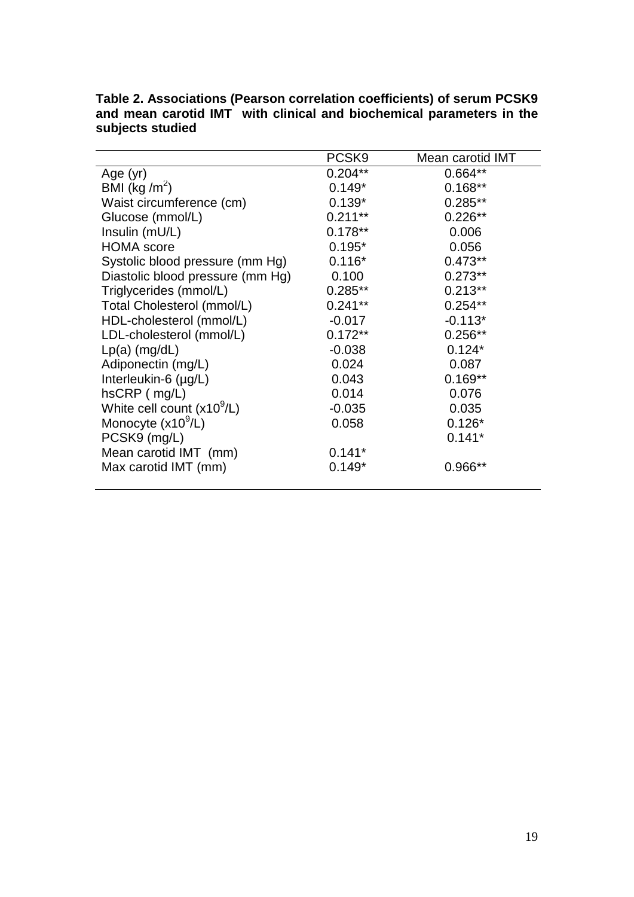**Table 2. Associations (Pearson correlation coefficients) of serum PCSK9 and mean carotid IMT with clinical and biochemical parameters in the subjects studied**

| | PCSK9 | Mean carotid IMT |
|---|---|---|
| Age (yr) | 0.204** | 0.664** |
| BMI (kg /m$^2$) | 0.149* | 0.168** |
| Waist circumference (cm) | 0.139* | 0.285** |
| Glucose (mmol/L) | 0.211** | 0.226** |
| Insulin (mU/L) | 0.178** | 0.006 |
| HOMA score | 0.195* | 0.056 |
| Systolic blood pressure (mm Hg) | 0.116* | 0.473** |
| Diastolic blood pressure (mm Hg) | 0.100 | 0.273** |
| Triglycerides (mmol/L) | 0.285** | 0.213** |
| Total Cholesterol (mmol/L) | 0.241** | 0.254** |
| HDL-cholesterol (mmol/L) | -0.017 | -0.113* |
| LDL-cholesterol (mmol/L) | 0.172** | 0.256** |
| Lp(a) (mg/dL) | -0.038 | 0.124* |
| Adiponectin (mg/L) | 0.024 | 0.087 |
| Interleukin-6 (μg/L) | 0.043 | 0.169** |
| hsCRP ( mg/L) | 0.014 | 0.076 |
| White cell count (x10$^9$/L) | -0.035 | 0.035 |
| Monocyte (x10$^9$/L) | 0.058 | 0.126* |
| PCSK9 (mg/L) | | 0.141* |
| Mean carotid IMT (mm) | 0.141* | |
| Max carotid IMT (mm) | 0.149* | 0.966** |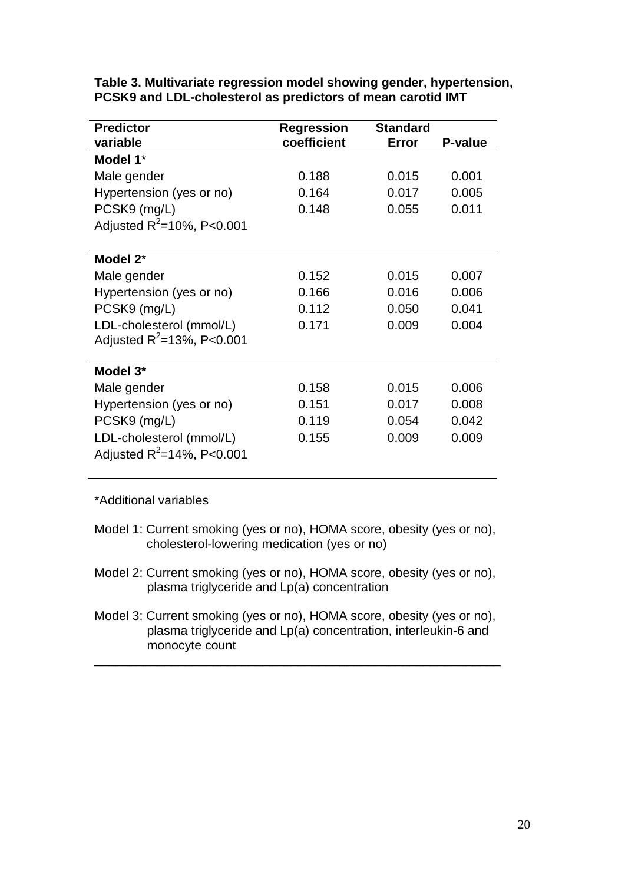**Table 3. Multivariate regression model showing gender, hypertension, PCSK9 and LDL-cholesterol as predictors of mean carotid IMT**

| Predictor variable | Regression coefficient | Standard Error | P-value |
|---|---|---|---|
| **Model 1*** | | | |
| Male gender | 0.188 | 0.015 | 0.001 |
| Hypertension (yes or no) | 0.164 | 0.017 | 0.005 |
| PCSK9 (mg/L) | 0.148 | 0.055 | 0.011 |
| Adjusted $R^2$=10%, P<0.001 | | | |
| **Model 2*** | | | |
| Male gender | 0.152 | 0.015 | 0.007 |
| Hypertension (yes or no) | 0.166 | 0.016 | 0.006 |
| PCSK9 (mg/L) | 0.112 | 0.050 | 0.041 |
| LDL-cholesterol (mmol/L) | 0.171 | 0.009 | 0.004 |
| Adjusted $R^2$=13%, P<0.001 | | | |
| **Model 3*** | | | |
| Male gender | 0.158 | 0.015 | 0.006 |
| Hypertension (yes or no) | 0.151 | 0.017 | 0.008 |
| PCSK9 (mg/L) | 0.119 | 0.054 | 0.042 |
| LDL-cholesterol (mmol/L) | 0.155 | 0.009 | 0.009 |
| Adjusted $R^2$=14%, P<0.001 | | | |

*Additional variables

Model 1: Current smoking (yes or no), HOMA score, obesity (yes or no), cholesterol-lowering medication (yes or no)

Model 2: Current smoking (yes or no), HOMA score, obesity (yes or no), plasma triglyceride and Lp(a) concentration

Model 3: Current smoking (yes or no), HOMA score, obesity (yes or no), plasma triglyceride and Lp(a) concentration, interleukin-6 and monocyte count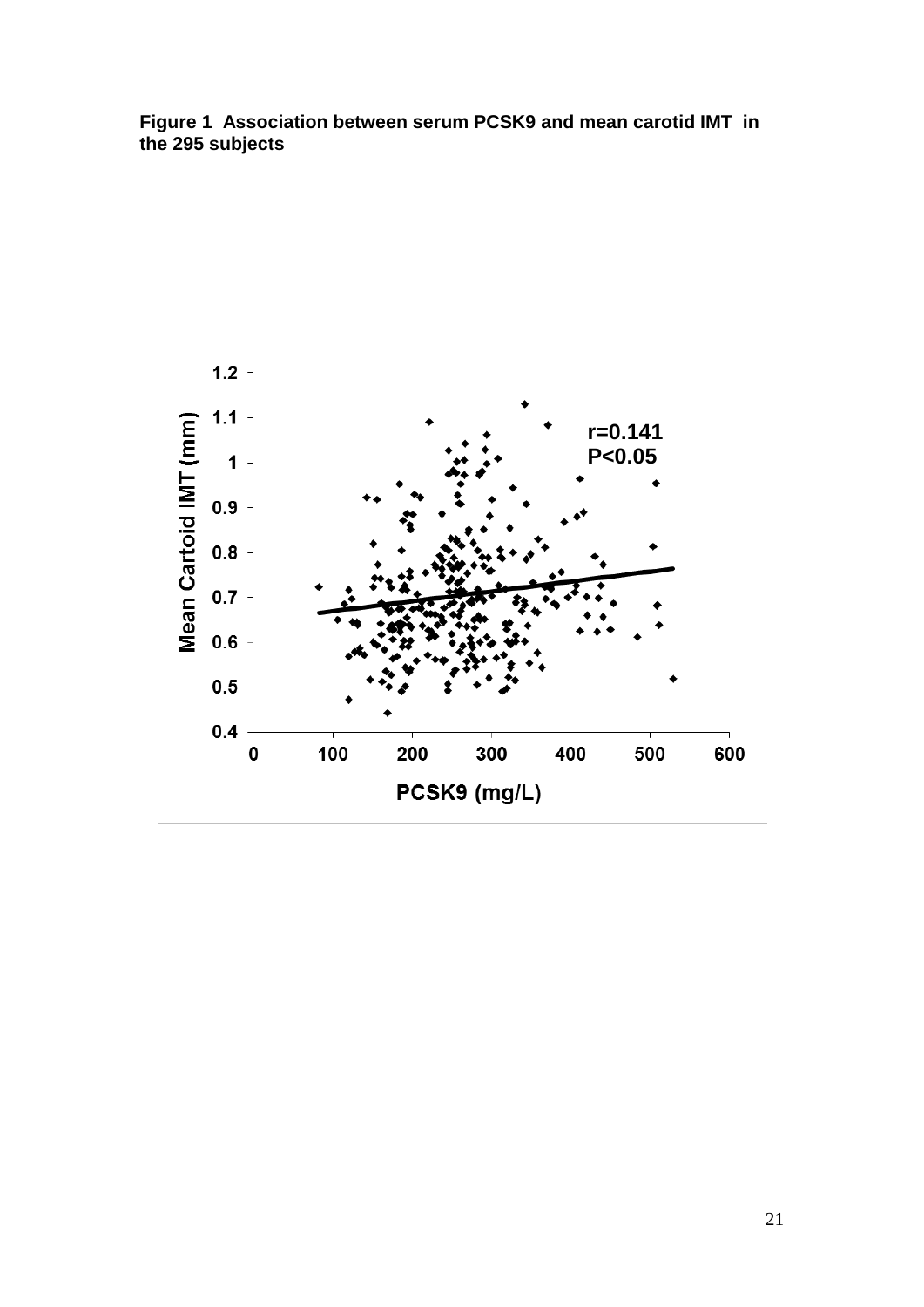**Figure 1 Association between serum PCSK9 and mean carotid IMT in the 295 subjects**

1.2
1.1
1
0.9
0.8
0.7
0.6
0.5
0.4

Mean Cartoid IMT (mm)

r=0.141
P<0.05

0
100
200
300
400
500
600

PCSK9 (mg/L)